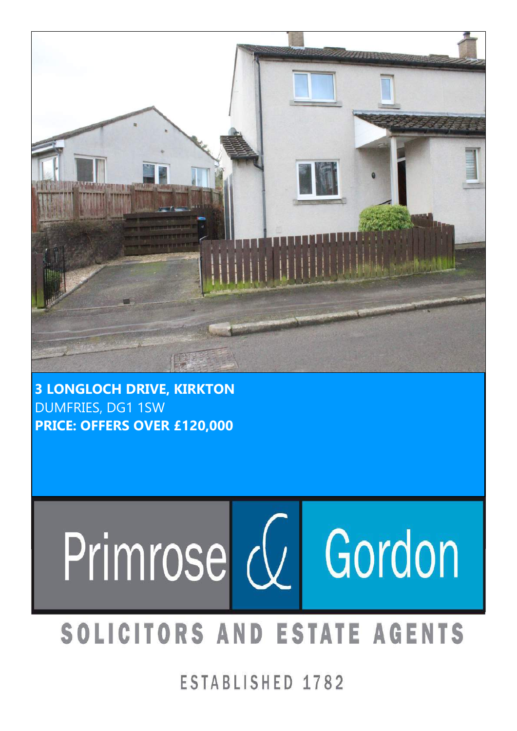**3 LONGLOCH DRIVE, KIRKTON**
DUMFRIES, DG1 1SW
**PRICE: OFFERS OVER £120,000**

Primrose & Gordon

SOLICITORS AND ESTATE AGENTS

ESTABLISHED 1782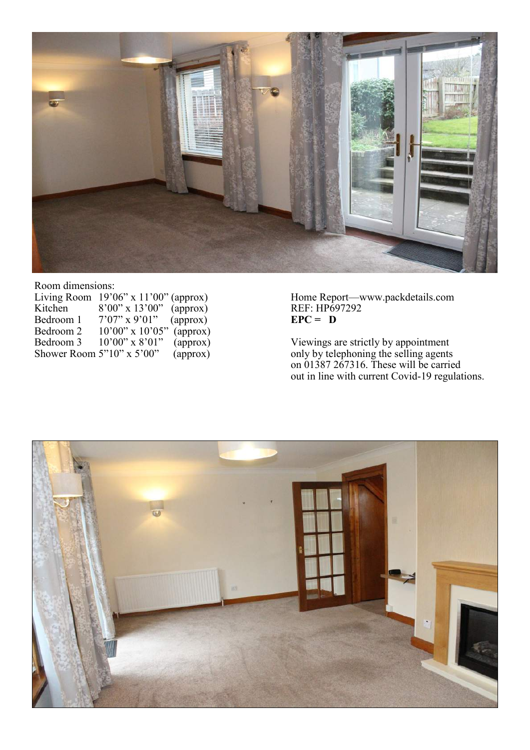Room dimensions:

| Room | Dimensions | |
|---|---|---|
| Living Room | 19'06" x 11'00" | (approx) |
| Kitchen | 8'00" x 13'00" | (approx) |
| Bedroom 1 | 7'07" x 9'01" | (approx) |
| Bedroom 2 | 10'00" x 10'05" | (approx) |
| Bedroom 3 | 10'00" x 8'01" | (approx) |
| Shower Room | 5"10" x 5'00" | (approx) |

Home Report—www.packdetails.com
REF: HP697292
**EPC = D**

Viewings are strictly by appointment only by telephoning the selling agents on 01387 267316. These will be carried out in line with current Covid-19 regulations.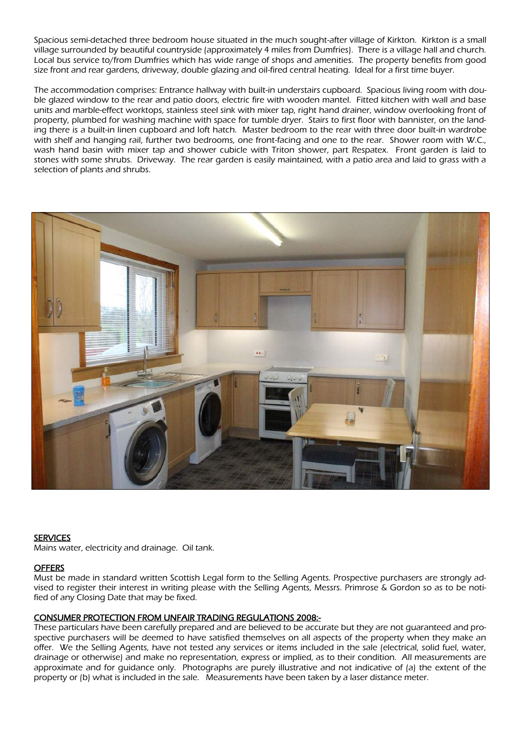Spacious semi-detached three bedroom house situated in the much sought-after village of Kirkton. Kirkton is a small village surrounded by beautiful countryside (approximately 4 miles from Dumfries). There is a village hall and church. Local bus service to/from Dumfries which has wide range of shops and amenities. The property benefits from good size front and rear gardens, driveway, double glazing and oil-fired central heating. Ideal for a first time buyer.

The accommodation comprises: Entrance hallway with built-in understairs cupboard. Spacious living room with double glazed window to the rear and patio doors, electric fire with wooden mantel. Fitted kitchen with wall and base units and marble-effect worktops, stainless steel sink with mixer tap, right hand drainer, window overlooking front of property, plumbed for washing machine with space for tumble dryer. Stairs to first floor with bannister, on the landing there is a built-in linen cupboard and loft hatch. Master bedroom to the rear with three door built-in wardrobe with shelf and hanging rail, further two bedrooms, one front-facing and one to the rear. Shower room with W.C., wash hand basin with mixer tap and shower cubicle with Triton shower, part Respatex. Front garden is laid to stones with some shrubs. Driveway. The rear garden is easily maintained, with a patio area and laid to grass with a selection of plants and shrubs.

## SERVICES

Mains water, electricity and drainage. Oil tank.

## OFFERS

Must be made in standard written Scottish Legal form to the Selling Agents. Prospective purchasers are strongly advised to register their interest in writing please with the Selling Agents, Messrs. Primrose & Gordon so as to be notified of any Closing Date that may be fixed.

## CONSUMER PROTECTION FROM UNFAIR TRADING REGULATIONS 2008:-

These particulars have been carefully prepared and are believed to be accurate but they are not guaranteed and prospective purchasers will be deemed to have satisfied themselves on all aspects of the property when they make an offer. We the Selling Agents, have not tested any services or items included in the sale (electrical, solid fuel, water, drainage or otherwise) and make no representation, express or implied, as to their condition. All measurements are approximate and for guidance only. Photographs are purely illustrative and not indicative of (a) the extent of the property or (b) what is included in the sale. Measurements have been taken by a laser distance meter.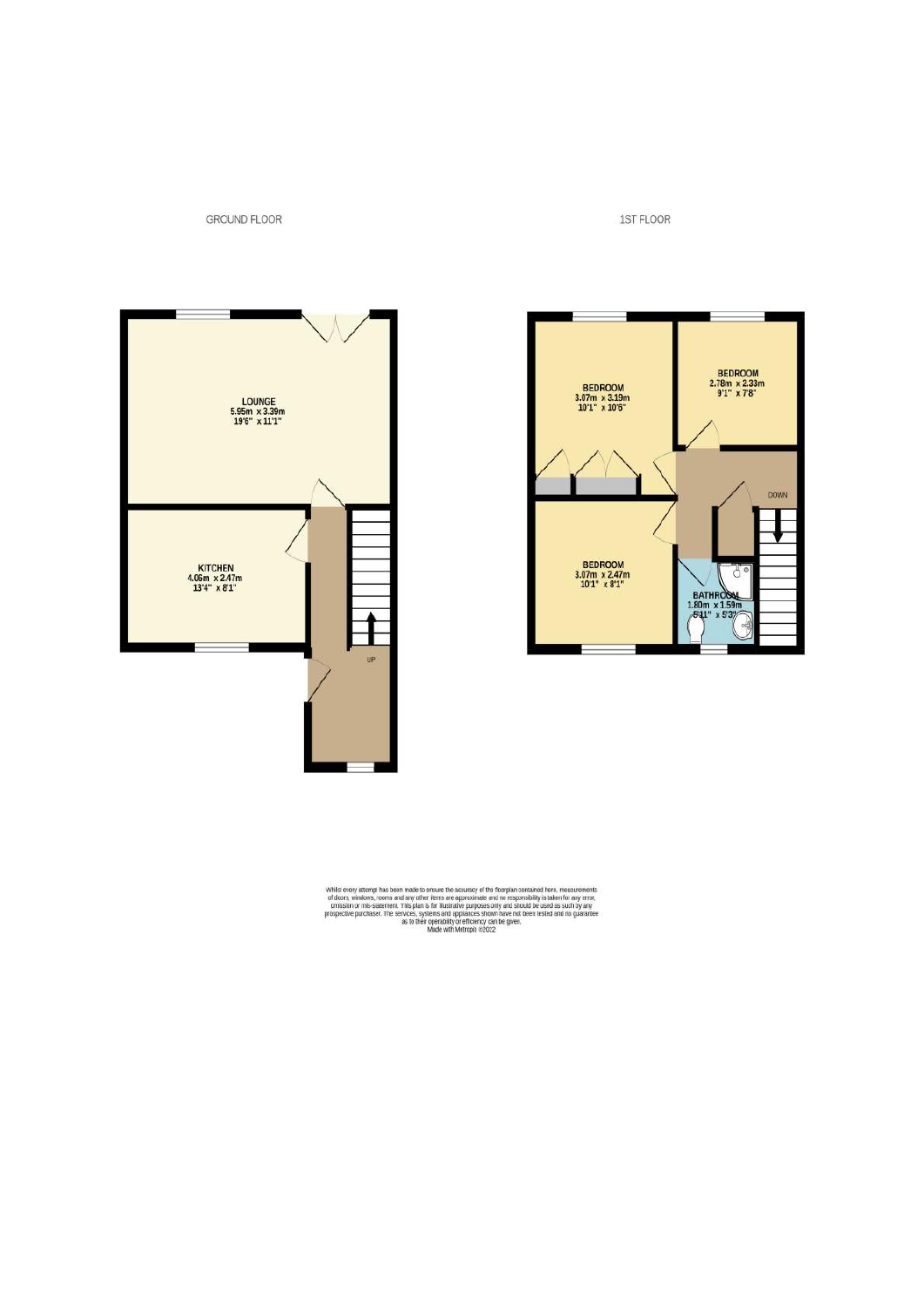GROUND FLOOR

LOUNGE
5.95m x 3.39m
19'6" x 11'1"

KITCHEN
4.06m x 2.47m
13'4" x 8'1"

UP

1ST FLOOR

BEDROOM
3.07m x 3.19m
10'1" x 10'6"

BEDROOM
2.78m x 2.33m
9'1" x 7'8"

DOWN

BEDROOM
3.07m x 2.47m
10'1" x 8'1"

BATHROOM
1.80m x 1.59m
5'11" x 5'3"

Whilst every attempt has been made to ensure the accuracy of the floorplan contained here, measurements of doors, windows, rooms and any other items are approximate and no responsibility is taken for any error, omission or mis-statement. This plan is for illustrative purposes only and should be used as such by any prospective purchaser. The services, systems and appliances shown have not been tested and no guarantee as to their operability or efficiency can be given.
Made with Metropix ©2022